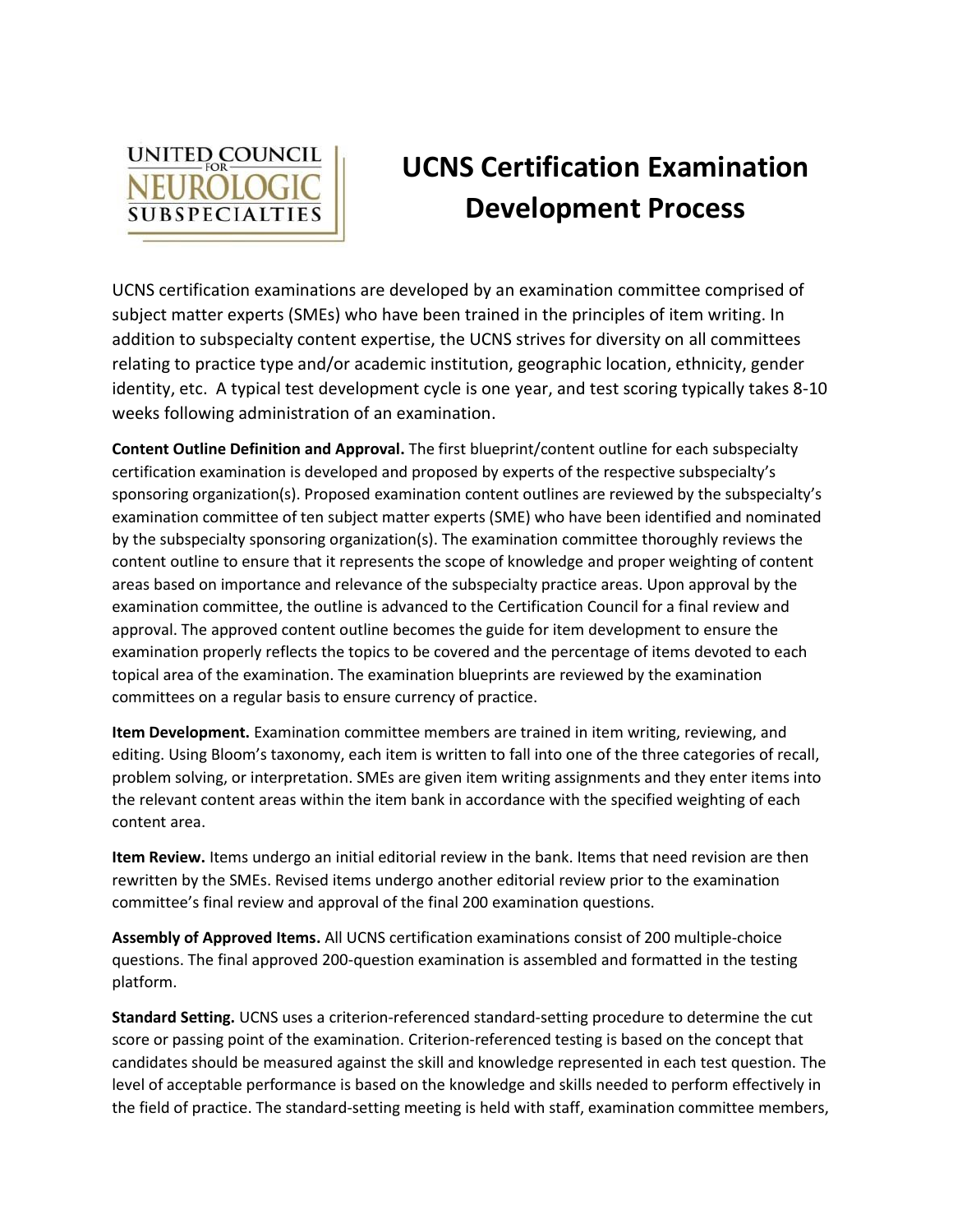# UCNS Certification Examination Development Process

UCNS certification examinations are developed by an examination committee comprised of subject matter experts (SMEs) who have been trained in the principles of item writing. In addition to subspecialty content expertise, the UCNS strives for diversity on all committees relating to practice type and/or academic institution, geographic location, ethnicity, gender identity, etc. A typical test development cycle is one year, and test scoring typically takes 8-10 weeks following administration of an examination.

**Content Outline Definition and Approval.** The first blueprint/content outline for each subspecialty certification examination is developed and proposed by experts of the respective subspecialty's sponsoring organization(s). Proposed examination content outlines are reviewed by the subspecialty's examination committee of ten subject matter experts (SME) who have been identified and nominated by the subspecialty sponsoring organization(s). The examination committee thoroughly reviews the content outline to ensure that it represents the scope of knowledge and proper weighting of content areas based on importance and relevance of the subspecialty practice areas. Upon approval by the examination committee, the outline is advanced to the Certification Council for a final review and approval. The approved content outline becomes the guide for item development to ensure the examination properly reflects the topics to be covered and the percentage of items devoted to each topical area of the examination. The examination blueprints are reviewed by the examination committees on a regular basis to ensure currency of practice.

**Item Development.** Examination committee members are trained in item writing, reviewing, and editing. Using Bloom's taxonomy, each item is written to fall into one of the three categories of recall, problem solving, or interpretation. SMEs are given item writing assignments and they enter items into the relevant content areas within the item bank in accordance with the specified weighting of each content area.

**Item Review.** Items undergo an initial editorial review in the bank. Items that need revision are then rewritten by the SMEs. Revised items undergo another editorial review prior to the examination committee's final review and approval of the final 200 examination questions.

**Assembly of Approved Items.** All UCNS certification examinations consist of 200 multiple-choice questions. The final approved 200-question examination is assembled and formatted in the testing platform.

**Standard Setting.** UCNS uses a criterion-referenced standard-setting procedure to determine the cut score or passing point of the examination. Criterion-referenced testing is based on the concept that candidates should be measured against the skill and knowledge represented in each test question. The level of acceptable performance is based on the knowledge and skills needed to perform effectively in the field of practice. The standard-setting meeting is held with staff, examination committee members,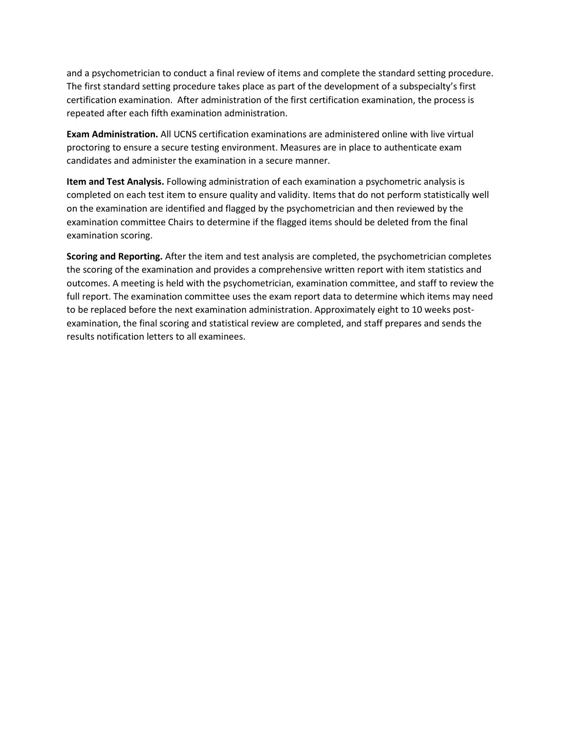and a psychometrician to conduct a final review of items and complete the standard setting procedure. The first standard setting procedure takes place as part of the development of a subspecialty's first certification examination. After administration of the first certification examination, the process is repeated after each fifth examination administration.

**Exam Administration.** All UCNS certification examinations are administered online with live virtual proctoring to ensure a secure testing environment. Measures are in place to authenticate exam candidates and administer the examination in a secure manner.

**Item and Test Analysis.** Following administration of each examination a psychometric analysis is completed on each test item to ensure quality and validity. Items that do not perform statistically well on the examination are identified and flagged by the psychometrician and then reviewed by the examination committee Chairs to determine if the flagged items should be deleted from the final examination scoring.

**Scoring and Reporting.** After the item and test analysis are completed, the psychometrician completes the scoring of the examination and provides a comprehensive written report with item statistics and outcomes. A meeting is held with the psychometrician, examination committee, and staff to review the full report. The examination committee uses the exam report data to determine which items may need to be replaced before the next examination administration. Approximately eight to 10 weeks post-examination, the final scoring and statistical review are completed, and staff prepares and sends the results notification letters to all examinees.